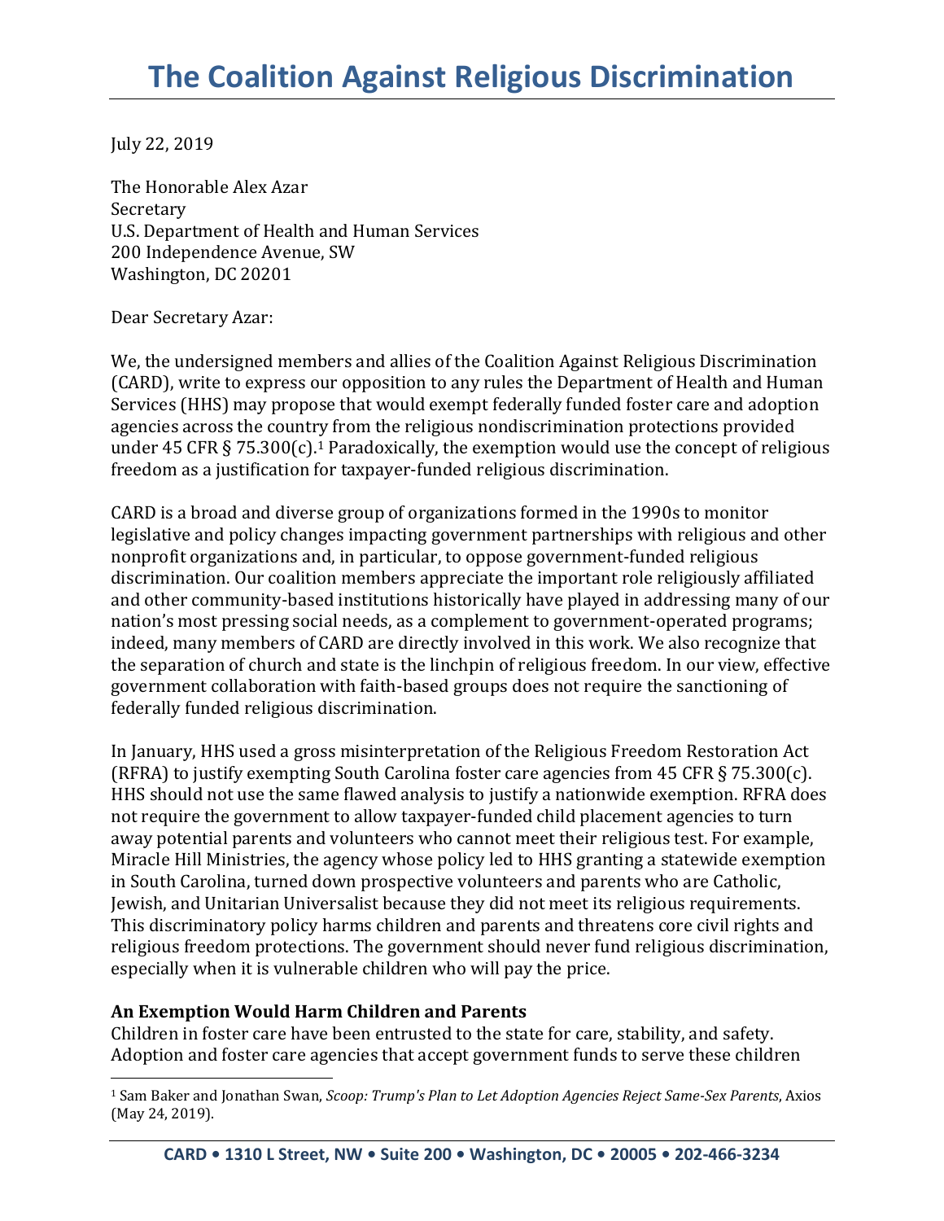# The Coalition Against Religious Discrimination

July 22, 2019

The Honorable Alex Azar
Secretary
U.S. Department of Health and Human Services
200 Independence Avenue, SW
Washington, DC 20201

Dear Secretary Azar:

We, the undersigned members and allies of the Coalition Against Religious Discrimination (CARD), write to express our opposition to any rules the Department of Health and Human Services (HHS) may propose that would exempt federally funded foster care and adoption agencies across the country from the religious nondiscrimination protections provided under 45 CFR § 75.300(c).[1] Paradoxically, the exemption would use the concept of religious freedom as a justification for taxpayer-funded religious discrimination.

CARD is a broad and diverse group of organizations formed in the 1990s to monitor legislative and policy changes impacting government partnerships with religious and other nonprofit organizations and, in particular, to oppose government-funded religious discrimination. Our coalition members appreciate the important role religiously affiliated and other community-based institutions historically have played in addressing many of our nation's most pressing social needs, as a complement to government-operated programs; indeed, many members of CARD are directly involved in this work. We also recognize that the separation of church and state is the linchpin of religious freedom. In our view, effective government collaboration with faith-based groups does not require the sanctioning of federally funded religious discrimination.

In January, HHS used a gross misinterpretation of the Religious Freedom Restoration Act (RFRA) to justify exempting South Carolina foster care agencies from 45 CFR § 75.300(c). HHS should not use the same flawed analysis to justify a nationwide exemption. RFRA does not require the government to allow taxpayer-funded child placement agencies to turn away potential parents and volunteers who cannot meet their religious test. For example, Miracle Hill Ministries, the agency whose policy led to HHS granting a statewide exemption in South Carolina, turned down prospective volunteers and parents who are Catholic, Jewish, and Unitarian Universalist because they did not meet its religious requirements. This discriminatory policy harms children and parents and threatens core civil rights and religious freedom protections. The government should never fund religious discrimination, especially when it is vulnerable children who will pay the price.

**An Exemption Would Harm Children and Parents**

Children in foster care have been entrusted to the state for care, stability, and safety. Adoption and foster care agencies that accept government funds to serve these children

[1] Sam Baker and Jonathan Swan, *Scoop: Trump's Plan to Let Adoption Agencies Reject Same-Sex Parents*, Axios (May 24, 2019).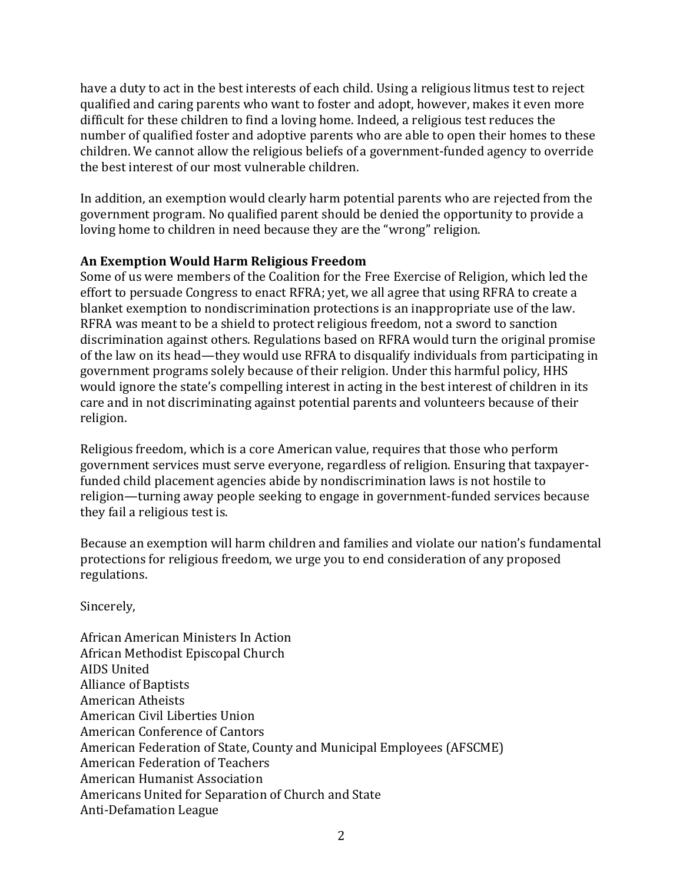have a duty to act in the best interests of each child. Using a religious litmus test to reject qualified and caring parents who want to foster and adopt, however, makes it even more difficult for these children to find a loving home. Indeed, a religious test reduces the number of qualified foster and adoptive parents who are able to open their homes to these children. We cannot allow the religious beliefs of a government-funded agency to override the best interest of our most vulnerable children.

In addition, an exemption would clearly harm potential parents who are rejected from the government program. No qualified parent should be denied the opportunity to provide a loving home to children in need because they are the "wrong" religion.

**An Exemption Would Harm Religious Freedom**

Some of us were members of the Coalition for the Free Exercise of Religion, which led the effort to persuade Congress to enact RFRA; yet, we all agree that using RFRA to create a blanket exemption to nondiscrimination protections is an inappropriate use of the law. RFRA was meant to be a shield to protect religious freedom, not a sword to sanction discrimination against others. Regulations based on RFRA would turn the original promise of the law on its head—they would use RFRA to disqualify individuals from participating in government programs solely because of their religion. Under this harmful policy, HHS would ignore the state's compelling interest in acting in the best interest of children in its care and in not discriminating against potential parents and volunteers because of their religion.

Religious freedom, which is a core American value, requires that those who perform government services must serve everyone, regardless of religion. Ensuring that taxpayer-funded child placement agencies abide by nondiscrimination laws is not hostile to religion—turning away people seeking to engage in government-funded services because they fail a religious test is.

Because an exemption will harm children and families and violate our nation's fundamental protections for religious freedom, we urge you to end consideration of any proposed regulations.

Sincerely,

African American Ministers In Action
African Methodist Episcopal Church
AIDS United
Alliance of Baptists
American Atheists
American Civil Liberties Union
American Conference of Cantors
American Federation of State, County and Municipal Employees (AFSCME)
American Federation of Teachers
American Humanist Association
Americans United for Separation of Church and State
Anti-Defamation League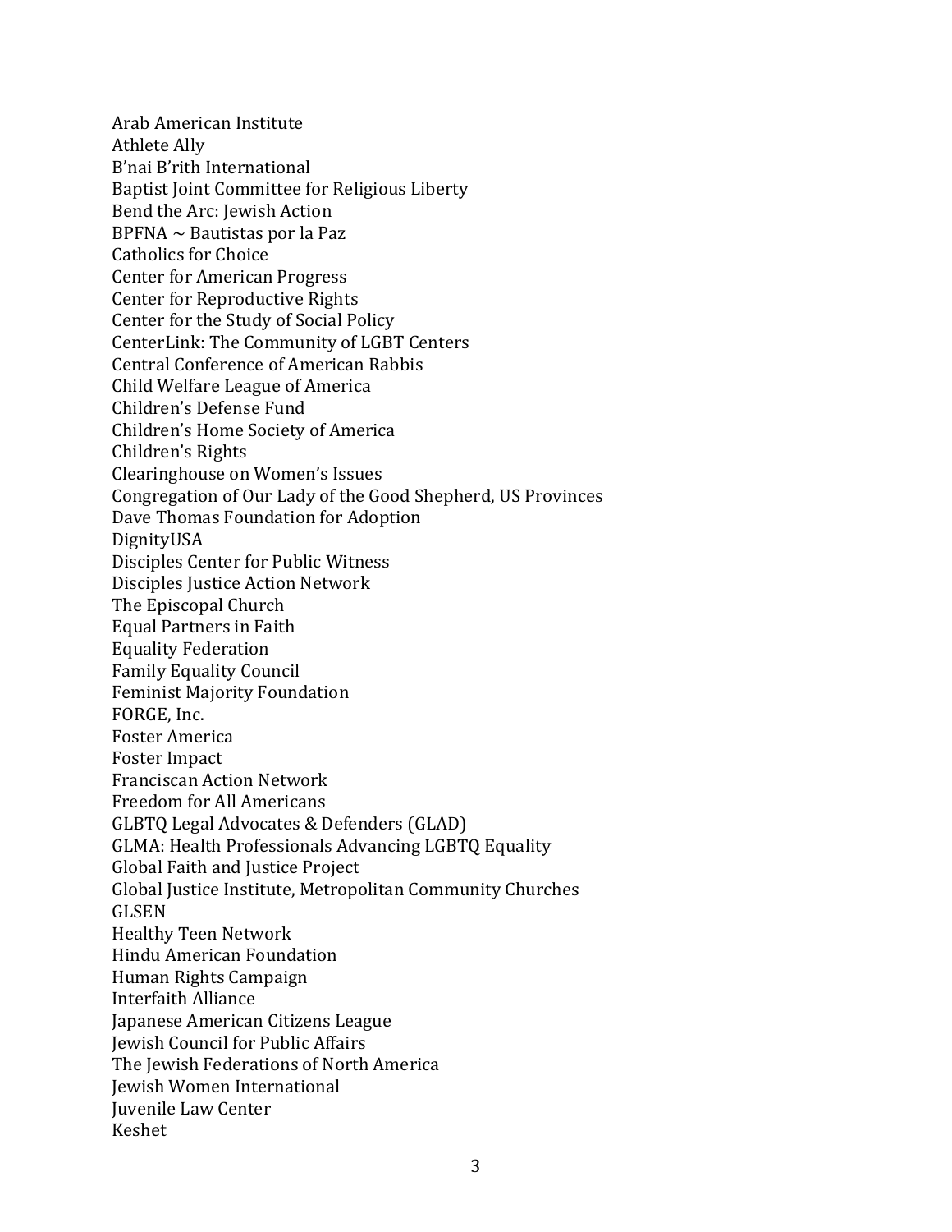Arab American Institute
Athlete Ally
B'nai B'rith International
Baptist Joint Committee for Religious Liberty
Bend the Arc: Jewish Action
BPFNA ~ Bautistas por la Paz
Catholics for Choice
Center for American Progress
Center for Reproductive Rights
Center for the Study of Social Policy
CenterLink: The Community of LGBT Centers
Central Conference of American Rabbis
Child Welfare League of America
Children's Defense Fund
Children's Home Society of America
Children's Rights
Clearinghouse on Women's Issues
Congregation of Our Lady of the Good Shepherd, US Provinces
Dave Thomas Foundation for Adoption
DignityUSA
Disciples Center for Public Witness
Disciples Justice Action Network
The Episcopal Church
Equal Partners in Faith
Equality Federation
Family Equality Council
Feminist Majority Foundation
FORGE, Inc.
Foster America
Foster Impact
Franciscan Action Network
Freedom for All Americans
GLBTQ Legal Advocates & Defenders (GLAD)
GLMA: Health Professionals Advancing LGBTQ Equality
Global Faith and Justice Project
Global Justice Institute, Metropolitan Community Churches
GLSEN
Healthy Teen Network
Hindu American Foundation
Human Rights Campaign
Interfaith Alliance
Japanese American Citizens League
Jewish Council for Public Affairs
The Jewish Federations of North America
Jewish Women International
Juvenile Law Center
Keshet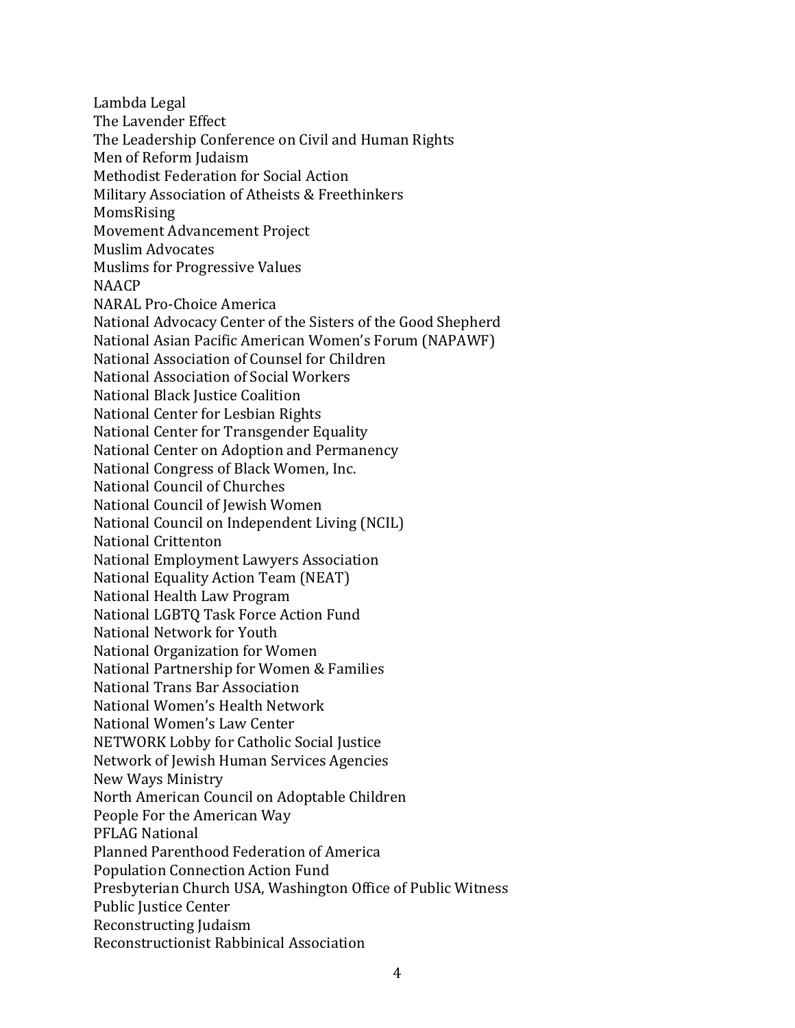Lambda Legal
The Lavender Effect
The Leadership Conference on Civil and Human Rights
Men of Reform Judaism
Methodist Federation for Social Action
Military Association of Atheists & Freethinkers
MomsRising
Movement Advancement Project
Muslim Advocates
Muslims for Progressive Values
NAACP
NARAL Pro-Choice America
National Advocacy Center of the Sisters of the Good Shepherd
National Asian Pacific American Women's Forum (NAPAWF)
National Association of Counsel for Children
National Association of Social Workers
National Black Justice Coalition
National Center for Lesbian Rights
National Center for Transgender Equality
National Center on Adoption and Permanency
National Congress of Black Women, Inc.
National Council of Churches
National Council of Jewish Women
National Council on Independent Living (NCIL)
National Crittenton
National Employment Lawyers Association
National Equality Action Team (NEAT)
National Health Law Program
National LGBTQ Task Force Action Fund
National Network for Youth
National Organization for Women
National Partnership for Women & Families
National Trans Bar Association
National Women's Health Network
National Women's Law Center
NETWORK Lobby for Catholic Social Justice
Network of Jewish Human Services Agencies
New Ways Ministry
North American Council on Adoptable Children
People For the American Way
PFLAG National
Planned Parenthood Federation of America
Population Connection Action Fund
Presbyterian Church USA, Washington Office of Public Witness
Public Justice Center
Reconstructing Judaism
Reconstructionist Rabbinical Association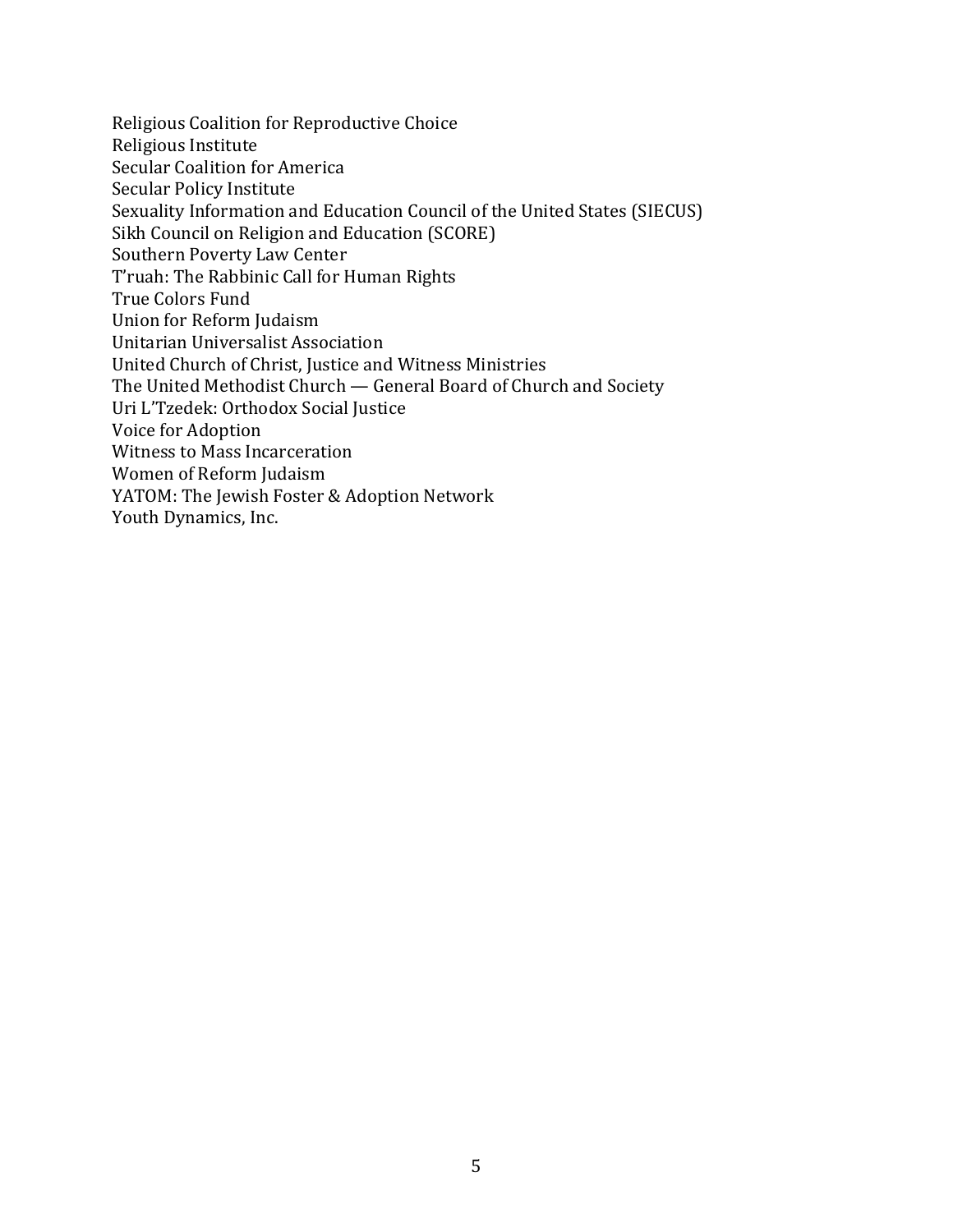Religious Coalition for Reproductive Choice
Religious Institute
Secular Coalition for America
Secular Policy Institute
Sexuality Information and Education Council of the United States (SIECUS)
Sikh Council on Religion and Education (SCORE)
Southern Poverty Law Center
T'ruah: The Rabbinic Call for Human Rights
True Colors Fund
Union for Reform Judaism
Unitarian Universalist Association
United Church of Christ, Justice and Witness Ministries
The United Methodist Church — General Board of Church and Society
Uri L'Tzedek: Orthodox Social Justice
Voice for Adoption
Witness to Mass Incarceration
Women of Reform Judaism
YATOM: The Jewish Foster & Adoption Network
Youth Dynamics, Inc.